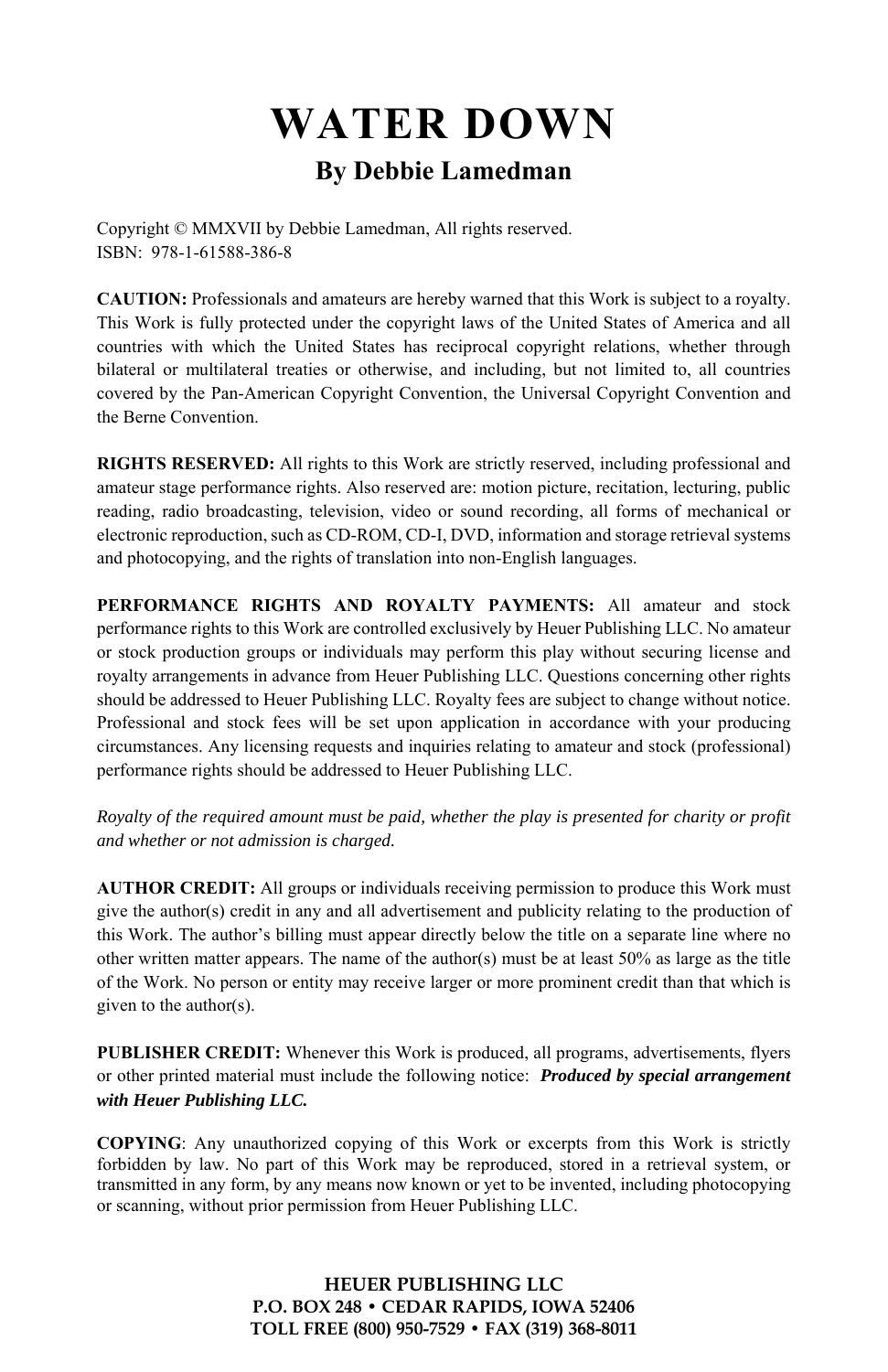# WATER DOWN

## By Debbie Lamedman

Copyright © MMXVII by Debbie Lamedman, All rights reserved.
ISBN: 978-1-61588-386-8

**CAUTION:** Professionals and amateurs are hereby warned that this Work is subject to a royalty. This Work is fully protected under the copyright laws of the United States of America and all countries with which the United States has reciprocal copyright relations, whether through bilateral or multilateral treaties or otherwise, and including, but not limited to, all countries covered by the Pan-American Copyright Convention, the Universal Copyright Convention and the Berne Convention.

**RIGHTS RESERVED:** All rights to this Work are strictly reserved, including professional and amateur stage performance rights. Also reserved are: motion picture, recitation, lecturing, public reading, radio broadcasting, television, video or sound recording, all forms of mechanical or electronic reproduction, such as CD-ROM, CD-I, DVD, information and storage retrieval systems and photocopying, and the rights of translation into non-English languages.

**PERFORMANCE RIGHTS AND ROYALTY PAYMENTS:** All amateur and stock performance rights to this Work are controlled exclusively by Heuer Publishing LLC. No amateur or stock production groups or individuals may perform this play without securing license and royalty arrangements in advance from Heuer Publishing LLC. Questions concerning other rights should be addressed to Heuer Publishing LLC. Royalty fees are subject to change without notice. Professional and stock fees will be set upon application in accordance with your producing circumstances. Any licensing requests and inquiries relating to amateur and stock (professional) performance rights should be addressed to Heuer Publishing LLC.

*Royalty of the required amount must be paid, whether the play is presented for charity or profit and whether or not admission is charged.*

**AUTHOR CREDIT:** All groups or individuals receiving permission to produce this Work must give the author(s) credit in any and all advertisement and publicity relating to the production of this Work. The author's billing must appear directly below the title on a separate line where no other written matter appears. The name of the author(s) must be at least 50% as large as the title of the Work. No person or entity may receive larger or more prominent credit than that which is given to the author(s).

**PUBLISHER CREDIT:** Whenever this Work is produced, all programs, advertisements, flyers or other printed material must include the following notice: ***Produced by special arrangement with Heuer Publishing LLC.***

**COPYING**: Any unauthorized copying of this Work or excerpts from this Work is strictly forbidden by law. No part of this Work may be reproduced, stored in a retrieval system, or transmitted in any form, by any means now known or yet to be invented, including photocopying or scanning, without prior permission from Heuer Publishing LLC.

**HEUER PUBLISHING LLC**
**P.O. BOX 248 • CEDAR RAPIDS, IOWA 52406**
**TOLL FREE (800) 950-7529 • FAX (319) 368-8011**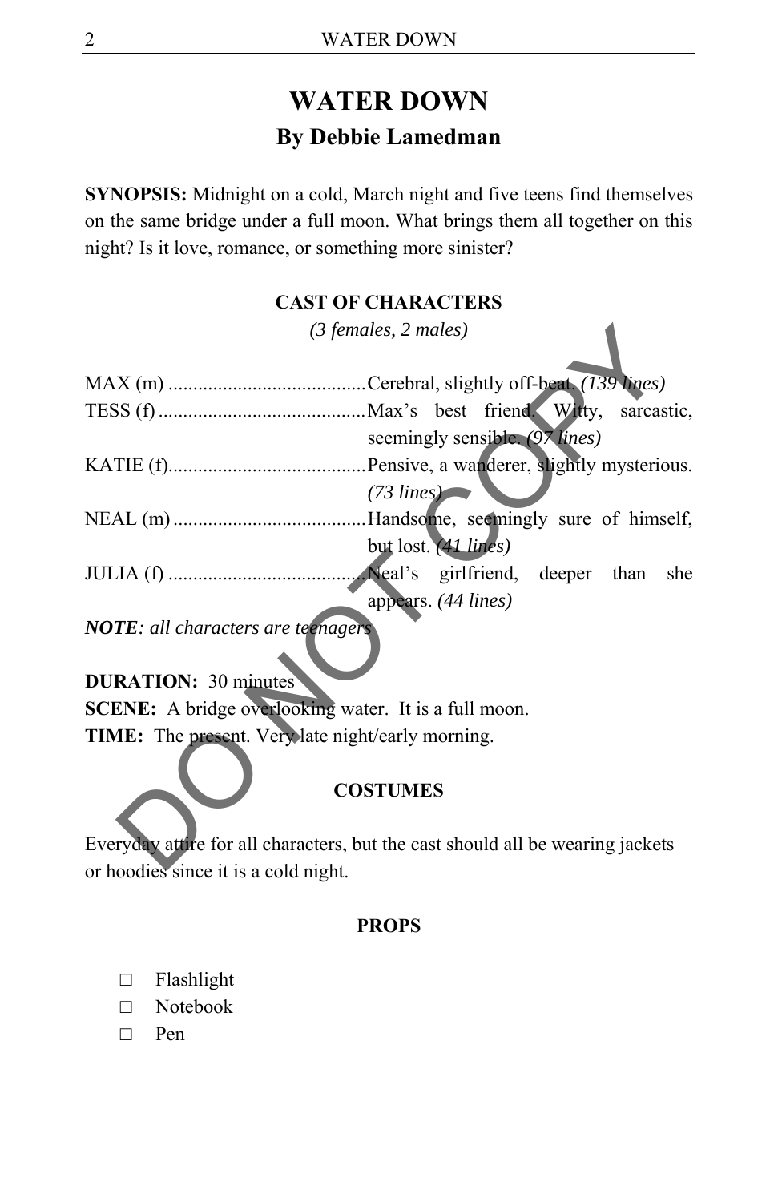# WATER DOWN

## By Debbie Lamedman

**SYNOPSIS:** Midnight on a cold, March night and five teens find themselves on the same bridge under a full moon. What brings them all together on this night? Is it love, romance, or something more sinister?

### CAST OF CHARACTERS

*(3 females, 2 males)*

MAX (m) ........................................ Cerebral, slightly off-beat. *(139 lines)*
TESS (f) .......................................... Max's best friend. Witty, sarcastic, seemingly sensible. *(97 lines)*
KATIE (f)........................................ Pensive, a wanderer, slightly mysterious. *(73 lines)*
NEAL (m) ....................................... Handsome, seemingly sure of himself, but lost. *(41 lines)*
JULIA (f) ....................................... Neal's girlfriend, deeper than she appears. *(44 lines)*

***NOTE****: all characters are teenagers*

**DURATION:** 30 minutes
**SCENE:** A bridge overlooking water. It is a full moon.
**TIME:** The present. Very late night/early morning.

### COSTUMES

Everyday attire for all characters, but the cast should all be wearing jackets or hoodies since it is a cold night.

### PROPS

- ☐ Flashlight
- ☐ Notebook
- ☐ Pen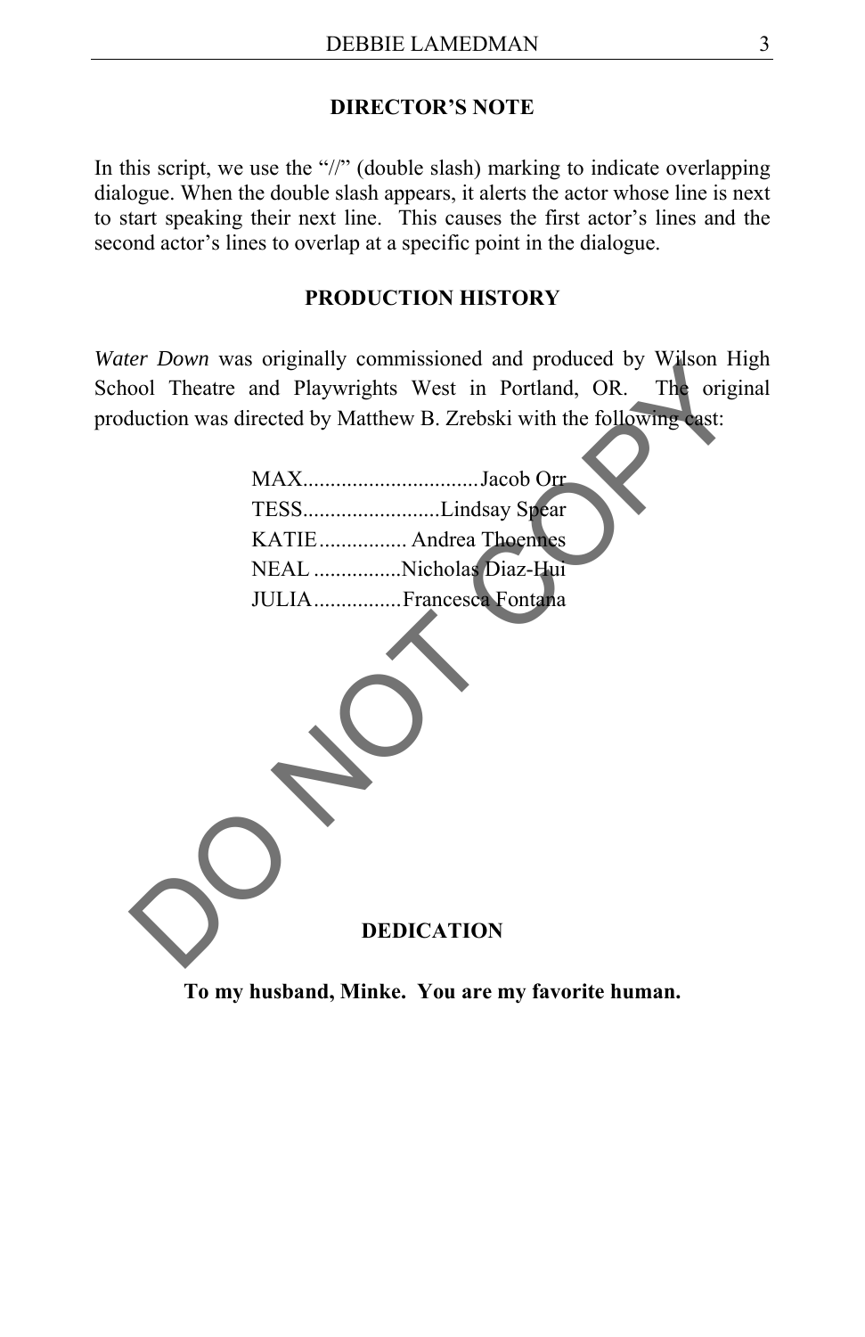## DIRECTOR'S NOTE

In this script, we use the "//" (double slash) marking to indicate overlapping dialogue. When the double slash appears, it alerts the actor whose line is next to start speaking their next line. This causes the first actor's lines and the second actor's lines to overlap at a specific point in the dialogue.

## PRODUCTION HISTORY

*Water Down* was originally commissioned and produced by Wilson High School Theatre and Playwrights West in Portland, OR. The original production was directed by Matthew B. Zrebski with the following cast:

MAX................................Jacob Orr
TESS.........................Lindsay Spear
KATIE................ Andrea Thoennes
NEAL ................Nicholas Diaz-Hui
JULIA................Francesca Fontana

## DEDICATION

**To my husband, Minke. You are my favorite human.**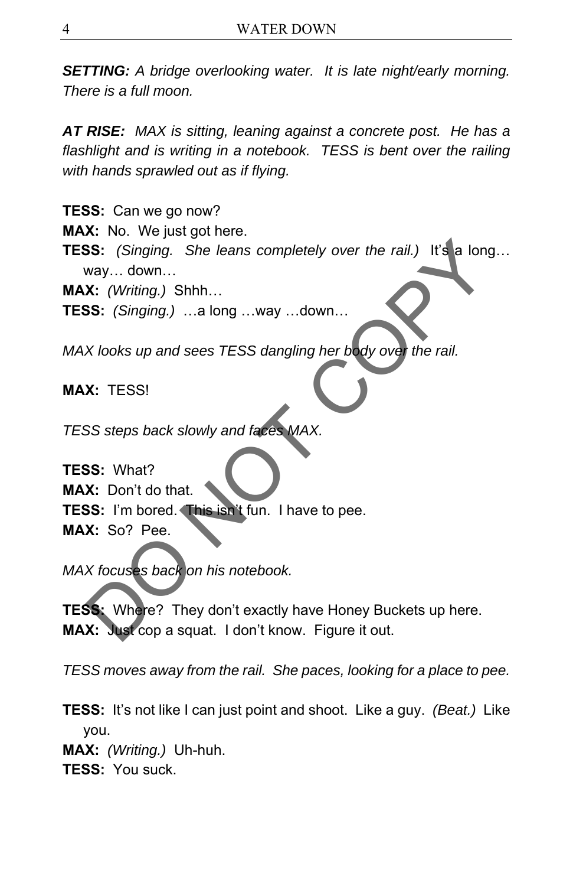***SETTING:*** *A bridge overlooking water. It is late night/early morning. There is a full moon.*

***AT RISE:*** *MAX is sitting, leaning against a concrete post. He has a flashlight and is writing in a notebook. TESS is bent over the railing with hands sprawled out as if flying.*

**TESS:** Can we go now?

**MAX:** No. We just got here.

**TESS:** *(Singing. She leans completely over the rail.)* It's a long… way… down…

**MAX:** *(Writing.)* Shhh…

**TESS:** *(Singing.)* …a long …way …down…

*MAX looks up and sees TESS dangling her body over the rail.*

**MAX:** TESS!

*TESS steps back slowly and faces MAX.*

**TESS:** What?

**MAX:** Don't do that.

**TESS:** I'm bored. This isn't fun. I have to pee.

**MAX:** So? Pee.

*MAX focuses back on his notebook.*

**TESS:** Where? They don't exactly have Honey Buckets up here.

**MAX:** Just cop a squat. I don't know. Figure it out.

*TESS moves away from the rail. She paces, looking for a place to pee.*

**TESS:** It's not like I can just point and shoot. Like a guy. *(Beat.)* Like you.

**MAX:** *(Writing.)* Uh-huh.

**TESS:** You suck.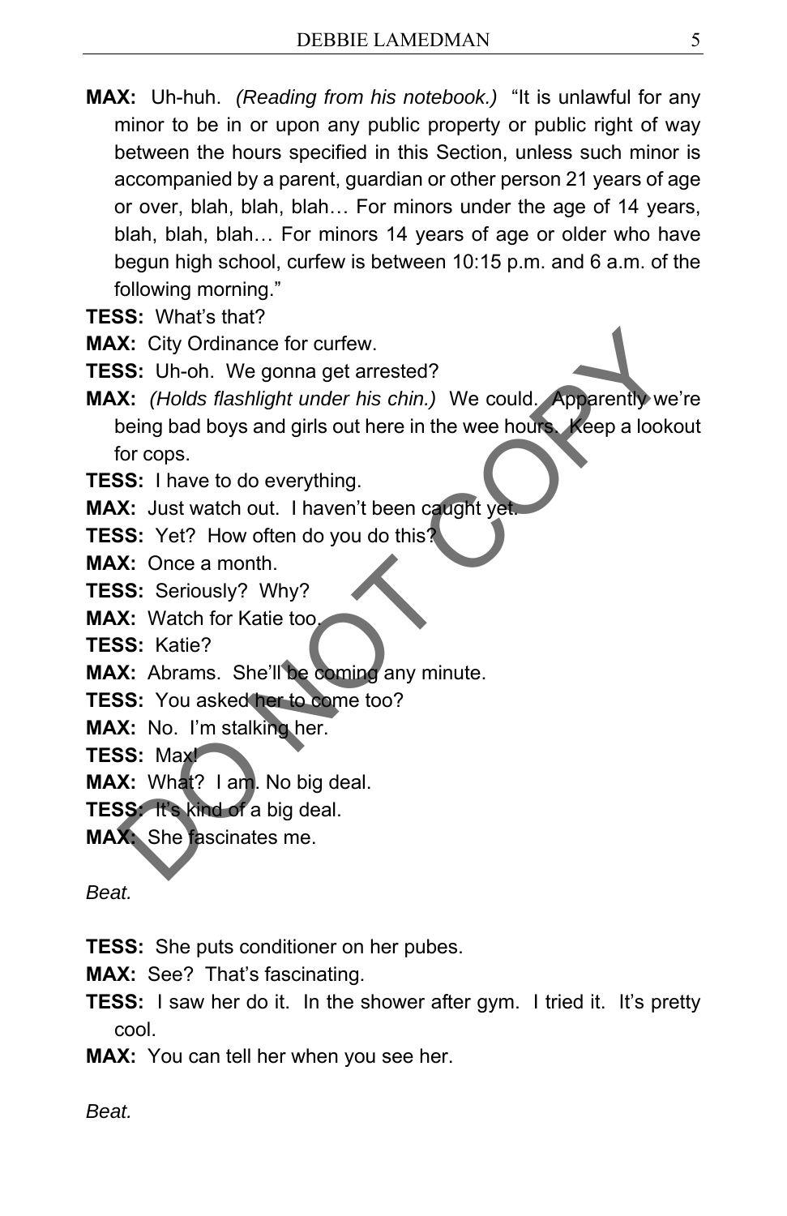**MAX:** Uh-huh. *(Reading from his notebook.)* "It is unlawful for any minor to be in or upon any public property or public right of way between the hours specified in this Section, unless such minor is accompanied by a parent, guardian or other person 21 years of age or over, blah, blah, blah… For minors under the age of 14 years, blah, blah, blah… For minors 14 years of age or older who have begun high school, curfew is between 10:15 p.m. and 6 a.m. of the following morning."

**TESS:** What's that?

**MAX:** City Ordinance for curfew.

**TESS:** Uh-oh. We gonna get arrested?

**MAX:** *(Holds flashlight under his chin.)* We could. Apparently we're being bad boys and girls out here in the wee hours. Keep a lookout for cops.

**TESS:** I have to do everything.

**MAX:** Just watch out. I haven't been caught yet.

**TESS:** Yet? How often do you do this?

**MAX:** Once a month.

**TESS:** Seriously? Why?

**MAX:** Watch for Katie too.

**TESS:** Katie?

**MAX:** Abrams. She'll be coming any minute.

**TESS:** You asked her to come too?

**MAX:** No. I'm stalking her.

**TESS:** Max!

**MAX:** What? I am. No big deal.

**TESS:** It's kind of a big deal.

**MAX:** She fascinates me.

*Beat.*

**TESS:** She puts conditioner on her pubes.

**MAX:** See? That's fascinating.

**TESS:** I saw her do it. In the shower after gym. I tried it. It's pretty cool.

**MAX:** You can tell her when you see her.

*Beat.*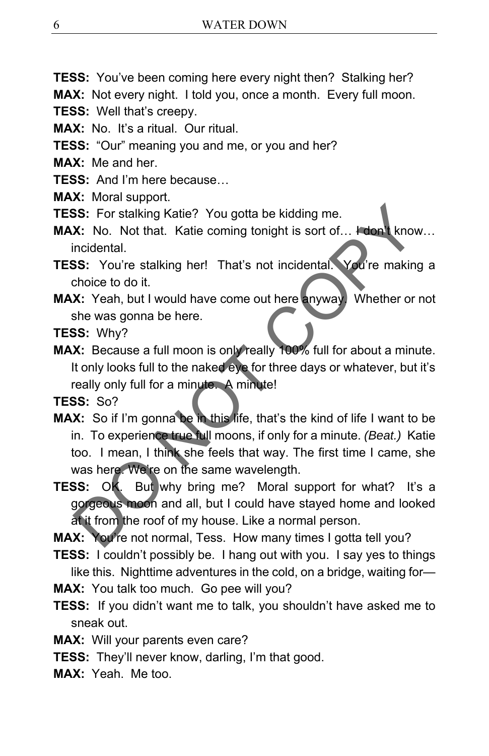**TESS:** You've been coming here every night then? Stalking her?

**MAX:** Not every night. I told you, once a month. Every full moon.

**TESS:** Well that's creepy.

**MAX:** No. It's a ritual. Our ritual.

**TESS:** "Our" meaning you and me, or you and her?

**MAX:** Me and her.

**TESS:** And I'm here because…

**MAX:** Moral support.

**TESS:** For stalking Katie? You gotta be kidding me.

**MAX:** No. Not that. Katie coming tonight is sort of… I don't know… incidental.

**TESS:** You're stalking her! That's not incidental. You're making a choice to do it.

**MAX:** Yeah, but I would have come out here anyway. Whether or not she was gonna be here.

**TESS:** Why?

**MAX:** Because a full moon is only really 100% full for about a minute. It only looks full to the naked eye for three days or whatever, but it's really only full for a minute. A minute!

**TESS:** So?

**MAX:** So if I'm gonna be in this life, that's the kind of life I want to be in. To experience true full moons, if only for a minute. *(Beat.)* Katie too. I mean, I think she feels that way. The first time I came, she was here. We're on the same wavelength.

**TESS:** OK. But why bring me? Moral support for what? It's a gorgeous moon and all, but I could have stayed home and looked at it from the roof of my house. Like a normal person.

**MAX:** You're not normal, Tess. How many times I gotta tell you?

**TESS:** I couldn't possibly be. I hang out with you. I say yes to things like this. Nighttime adventures in the cold, on a bridge, waiting for—

**MAX:** You talk too much. Go pee will you?

**TESS:** If you didn't want me to talk, you shouldn't have asked me to sneak out.

**MAX:** Will your parents even care?

**TESS:** They'll never know, darling, I'm that good.

**MAX:** Yeah. Me too.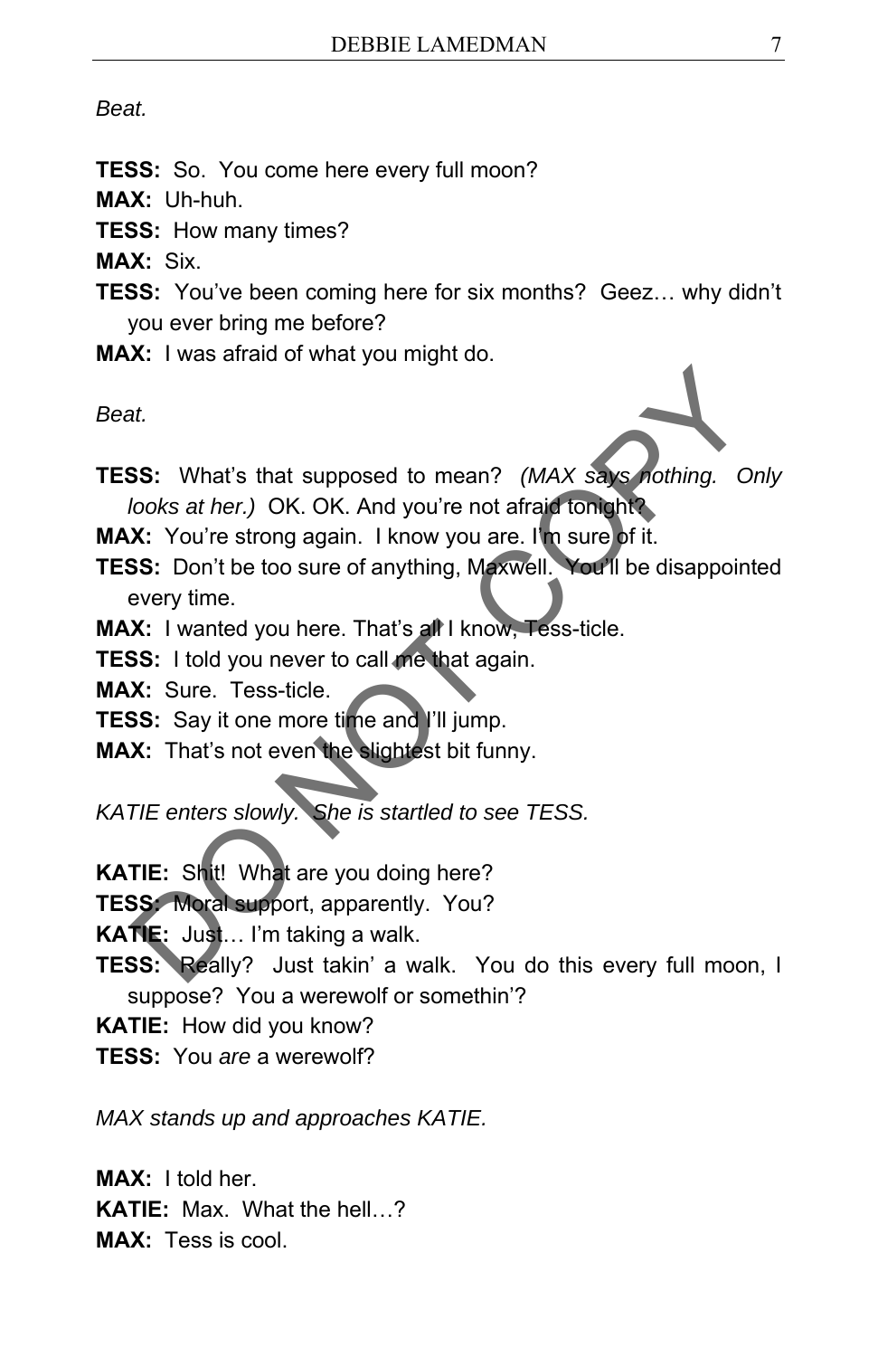*Beat.*

**TESS:** So. You come here every full moon?

**MAX:** Uh-huh.

**TESS:** How many times?

**MAX:** Six.

**TESS:** You've been coming here for six months? Geez… why didn't you ever bring me before?

**MAX:** I was afraid of what you might do.

*Beat.*

**TESS:** What's that supposed to mean? *(MAX says nothing. Only looks at her.)* OK. OK. And you're not afraid tonight?

**MAX:** You're strong again. I know you are. I'm sure of it.

**TESS:** Don't be too sure of anything, Maxwell. You'll be disappointed every time.

**MAX:** I wanted you here. That's all I know, Tess-ticle.

**TESS:** I told you never to call me that again.

**MAX:** Sure. Tess-ticle.

**TESS:** Say it one more time and I'll jump.

**MAX:** That's not even the slightest bit funny.

*KATIE enters slowly. She is startled to see TESS.*

**KATIE:** Shit! What are you doing here?

**TESS:** Moral support, apparently. You?

**KATIE:** Just… I'm taking a walk.

**TESS:** Really? Just takin' a walk. You do this every full moon, I suppose? You a werewolf or somethin'?

**KATIE:** How did you know?

**TESS:** You *are* a werewolf?

*MAX stands up and approaches KATIE.*

**MAX:** I told her.

**KATIE:** Max. What the hell…?

**MAX:** Tess is cool.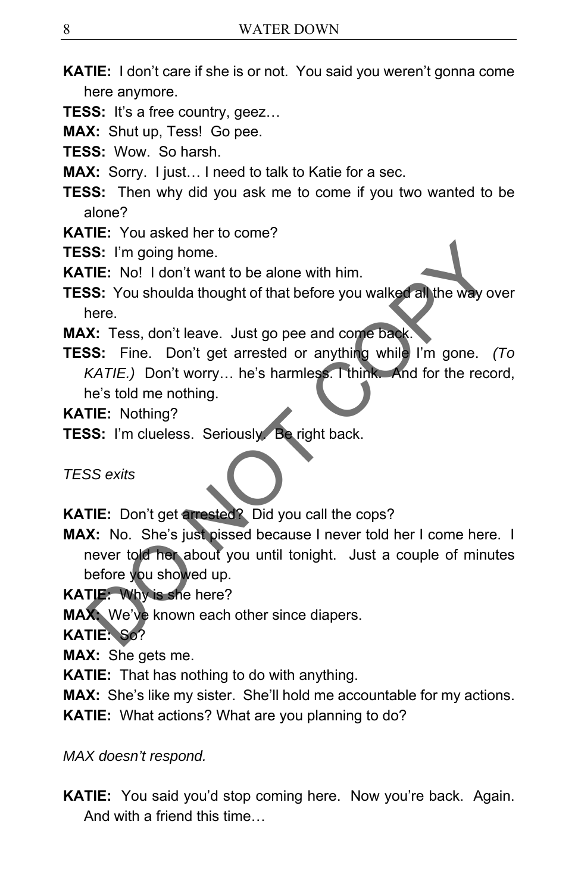**KATIE:** I don't care if she is or not. You said you weren't gonna come here anymore.

**TESS:** It's a free country, geez…

**MAX:** Shut up, Tess! Go pee.

**TESS:** Wow. So harsh.

**MAX:** Sorry. I just… I need to talk to Katie for a sec.

**TESS:** Then why did you ask me to come if you two wanted to be alone?

**KATIE:** You asked her to come?

**TESS:** I'm going home.

**KATIE:** No! I don't want to be alone with him.

**TESS:** You shoulda thought of that before you walked all the way over here.

**MAX:** Tess, don't leave. Just go pee and come back.

**TESS:** Fine. Don't get arrested or anything while I'm gone. *(To KATIE.)* Don't worry… he's harmless. I think. And for the record, he's told me nothing.

**KATIE:** Nothing?

**TESS:** I'm clueless. Seriously. Be right back.

*TESS exits*

**KATIE:** Don't get arrested? Did you call the cops?

**MAX:** No. She's just pissed because I never told her I come here. I never told her about you until tonight. Just a couple of minutes before you showed up.

**KATIE:** Why is she here?

**MAX:** We've known each other since diapers.

**KATIE:** So?

**MAX:** She gets me.

**KATIE:** That has nothing to do with anything.

**MAX:** She's like my sister. She'll hold me accountable for my actions.

**KATIE:** What actions? What are you planning to do?

*MAX doesn't respond.*

**KATIE:** You said you'd stop coming here. Now you're back. Again. And with a friend this time…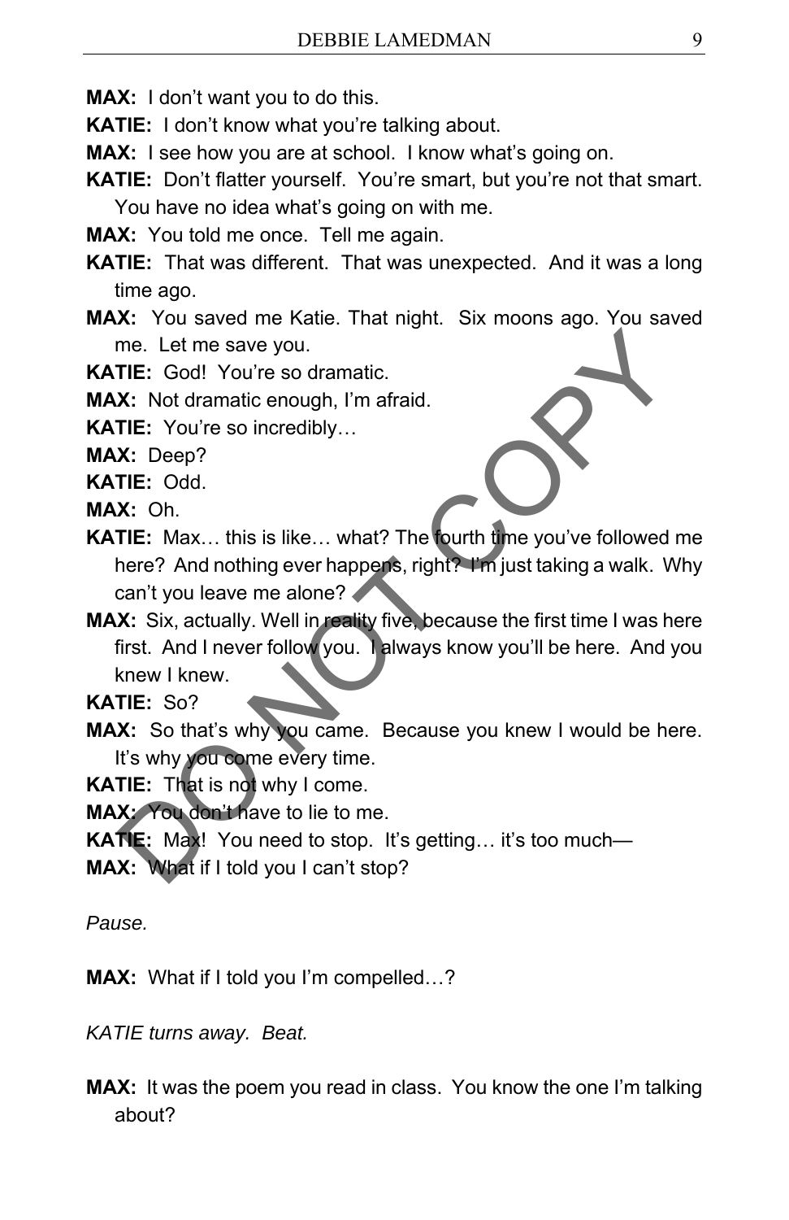**MAX:** I don't want you to do this.

**KATIE:** I don't know what you're talking about.

**MAX:** I see how you are at school. I know what's going on.

**KATIE:** Don't flatter yourself. You're smart, but you're not that smart. You have no idea what's going on with me.

**MAX:** You told me once. Tell me again.

**KATIE:** That was different. That was unexpected. And it was a long time ago.

**MAX:** You saved me Katie. That night. Six moons ago. You saved me. Let me save you.

**KATIE:** God! You're so dramatic.

**MAX:** Not dramatic enough, I'm afraid.

**KATIE:** You're so incredibly…

**MAX:** Deep?

**KATIE:** Odd.

**MAX:** Oh.

**KATIE:** Max… this is like… what? The fourth time you've followed me here? And nothing ever happens, right? I'm just taking a walk. Why can't you leave me alone?

**MAX:** Six, actually. Well in reality five, because the first time I was here first. And I never follow you. I always know you'll be here. And you knew I knew.

**KATIE:** So?

**MAX:** So that's why you came. Because you knew I would be here. It's why you come every time.

**KATIE:** That is not why I come.

**MAX:** You don't have to lie to me.

**KATIE:** Max! You need to stop. It's getting… it's too much—

**MAX:** What if I told you I can't stop?

*Pause.*

**MAX:** What if I told you I'm compelled…?

*KATIE turns away. Beat.*

**MAX:** It was the poem you read in class. You know the one I'm talking about?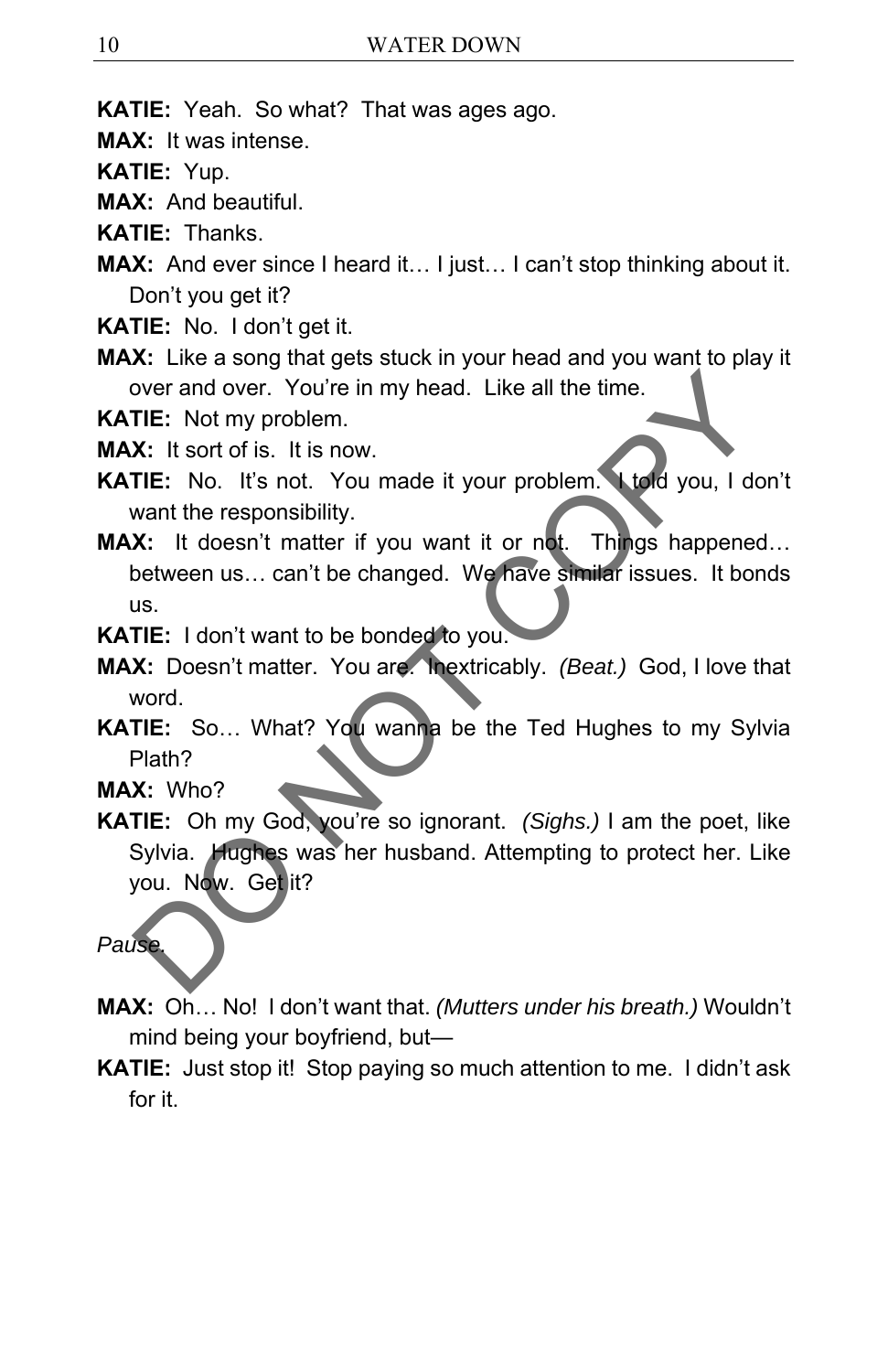**KATIE:** Yeah. So what? That was ages ago.

**MAX:** It was intense.

**KATIE:** Yup.

**MAX:** And beautiful.

**KATIE:** Thanks.

**MAX:** And ever since I heard it… I just… I can't stop thinking about it. Don't you get it?

**KATIE:** No. I don't get it.

**MAX:** Like a song that gets stuck in your head and you want to play it over and over. You're in my head. Like all the time.

**KATIE:** Not my problem.

**MAX:** It sort of is. It is now.

**KATIE:** No. It's not. You made it your problem. I told you, I don't want the responsibility.

**MAX:** It doesn't matter if you want it or not. Things happened… between us… can't be changed. We have similar issues. It bonds us.

**KATIE:** I don't want to be bonded to you.

**MAX:** Doesn't matter. You are. Inextricably. *(Beat.)* God, I love that word.

**KATIE:** So… What? You wanna be the Ted Hughes to my Sylvia Plath?

**MAX:** Who?

**KATIE:** Oh my God, you're so ignorant. *(Sighs.)* I am the poet, like Sylvia. Hughes was her husband. Attempting to protect her. Like you. Now. Get it?

*Pause.*

**MAX:** Oh… No! I don't want that. *(Mutters under his breath.)* Wouldn't mind being your boyfriend, but—

**KATIE:** Just stop it! Stop paying so much attention to me. I didn't ask for it.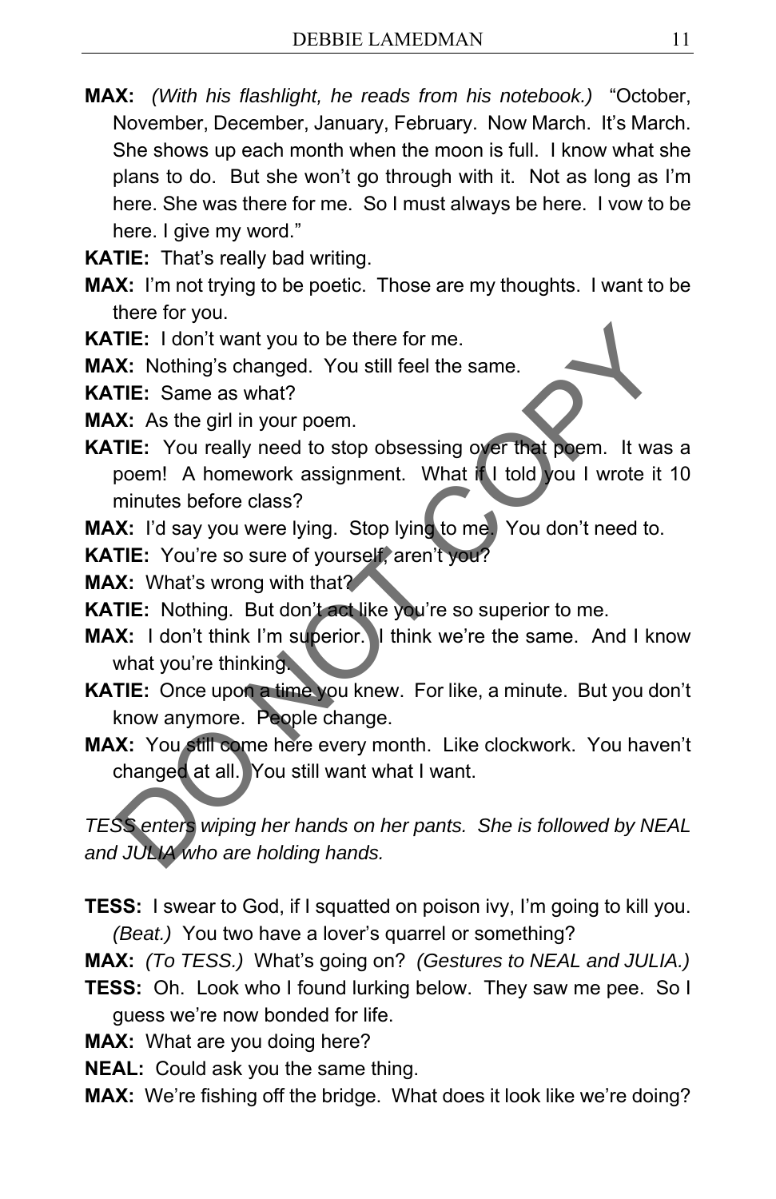**MAX:** *(With his flashlight, he reads from his notebook.)* "October, November, December, January, February. Now March. It's March. She shows up each month when the moon is full. I know what she plans to do. But she won't go through with it. Not as long as I'm here. She was there for me. So I must always be here. I vow to be here. I give my word."

**KATIE:** That's really bad writing.

**MAX:** I'm not trying to be poetic. Those are my thoughts. I want to be there for you.

**KATIE:** I don't want you to be there for me.

**MAX:** Nothing's changed. You still feel the same.

**KATIE:** Same as what?

**MAX:** As the girl in your poem.

**KATIE:** You really need to stop obsessing over that poem. It was a poem! A homework assignment. What if I told you I wrote it 10 minutes before class?

**MAX:** I'd say you were lying. Stop lying to me. You don't need to.

**KATIE:** You're so sure of yourself, aren't you?

**MAX:** What's wrong with that?

**KATIE:** Nothing. But don't act like you're so superior to me.

**MAX:** I don't think I'm superior. I think we're the same. And I know what you're thinking.

**KATIE:** Once upon a time you knew. For like, a minute. But you don't know anymore. People change.

**MAX:** You still come here every month. Like clockwork. You haven't changed at all. You still want what I want.

*TESS enters wiping her hands on her pants. She is followed by NEAL and JULIA who are holding hands.*

**TESS:** I swear to God, if I squatted on poison ivy, I'm going to kill you. *(Beat.)* You two have a lover's quarrel or something?

**MAX:** *(To TESS.)* What's going on? *(Gestures to NEAL and JULIA.)*

**TESS:** Oh. Look who I found lurking below. They saw me pee. So I guess we're now bonded for life.

**MAX:** What are you doing here?

**NEAL:** Could ask you the same thing.

**MAX:** We're fishing off the bridge. What does it look like we're doing?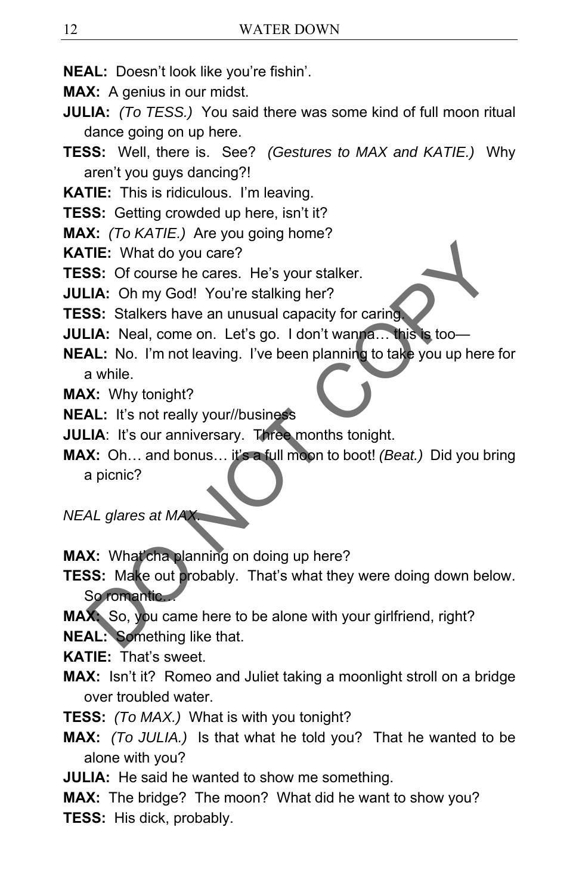**NEAL:** Doesn't look like you're fishin'.

**MAX:** A genius in our midst.

**JULIA:** *(To TESS.)* You said there was some kind of full moon ritual dance going on up here.

**TESS:** Well, there is. See? *(Gestures to MAX and KATIE.)* Why aren't you guys dancing?!

**KATIE:** This is ridiculous. I'm leaving.

**TESS:** Getting crowded up here, isn't it?

**MAX:** *(To KATIE.)* Are you going home?

**KATIE:** What do you care?

**TESS:** Of course he cares. He's your stalker.

**JULIA:** Oh my God! You're stalking her?

**TESS:** Stalkers have an unusual capacity for caring.

**JULIA:** Neal, come on. Let's go. I don't wanna… this is too—

**NEAL:** No. I'm not leaving. I've been planning to take you up here for a while.

**MAX:** Why tonight?

**NEAL:** It's not really your//business

**JULIA**: It's our anniversary. Three months tonight.

**MAX:** Oh… and bonus… it's a full moon to boot! *(Beat.)* Did you bring a picnic?

*NEAL glares at MAX.*

**MAX:** What'cha planning on doing up here?

**TESS:** Make out probably. That's what they were doing down below. So romantic…

**MAX:** So, you came here to be alone with your girlfriend, right?

**NEAL:** Something like that.

**KATIE:** That's sweet.

**MAX:** Isn't it? Romeo and Juliet taking a moonlight stroll on a bridge over troubled water.

**TESS:** *(To MAX.)* What is with you tonight?

**MAX:** *(To JULIA.)* Is that what he told you? That he wanted to be alone with you?

**JULIA:** He said he wanted to show me something.

**MAX:** The bridge? The moon? What did he want to show you?

**TESS:** His dick, probably.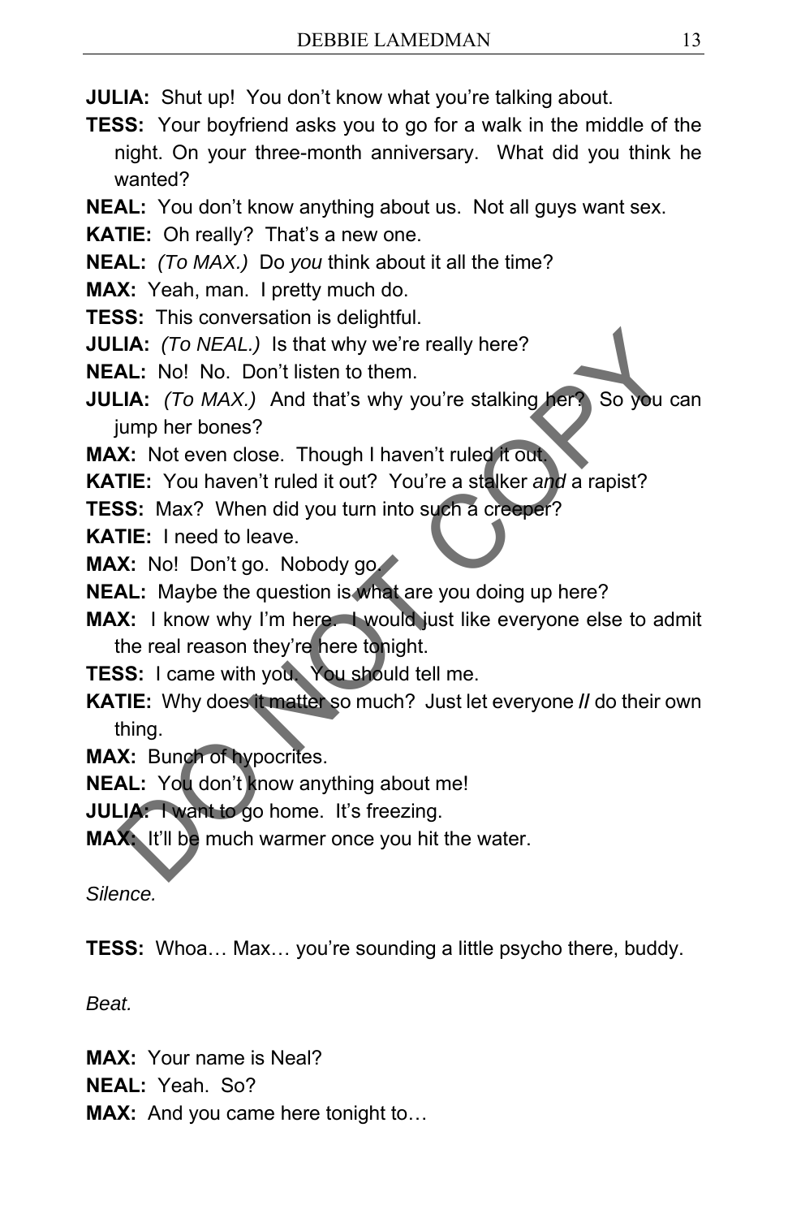**JULIA:** Shut up! You don't know what you're talking about.

**TESS:** Your boyfriend asks you to go for a walk in the middle of the night. On your three-month anniversary. What did you think he wanted?

**NEAL:** You don't know anything about us. Not all guys want sex.

**KATIE:** Oh really? That's a new one.

**NEAL:** *(To MAX.)* Do *you* think about it all the time?

**MAX:** Yeah, man. I pretty much do.

**TESS:** This conversation is delightful.

**JULIA:** *(To NEAL.)* Is that why we're really here?

**NEAL:** No! No. Don't listen to them.

**JULIA:** *(To MAX.)* And that's why you're stalking her? So you can jump her bones?

**MAX:** Not even close. Though I haven't ruled it out.

**KATIE:** You haven't ruled it out? You're a stalker *and* a rapist?

**TESS:** Max? When did you turn into such a creeper?

**KATIE:** I need to leave.

**MAX:** No! Don't go. Nobody go.

**NEAL:** Maybe the question is what are you doing up here?

**MAX:** I know why I'm here. I would just like everyone else to admit the real reason they're here tonight.

**TESS:** I came with you. You should tell me.

**KATIE:** Why does it matter so much? Just let everyone *//* do their own thing.

**MAX:** Bunch of hypocrites.

**NEAL:** You don't know anything about me!

**JULIA:** I want to go home. It's freezing.

**MAX:** It'll be much warmer once you hit the water.

*Silence.*

**TESS:** Whoa… Max… you're sounding a little psycho there, buddy.

*Beat.*

**MAX:** Your name is Neal?

**NEAL:** Yeah. So?

**MAX:** And you came here tonight to…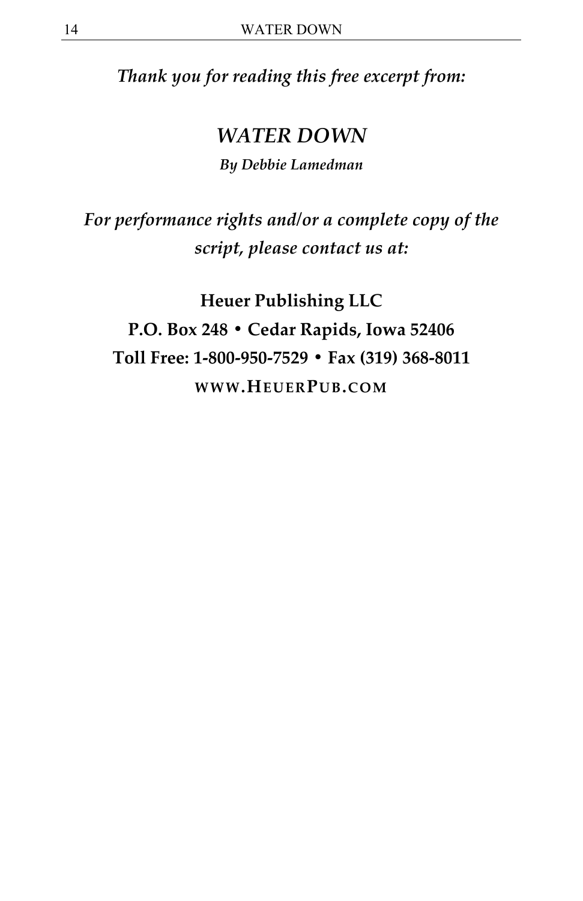*Thank you for reading this free excerpt from:*

## *WATER DOWN*

***By Debbie Lamedman***

*For performance rights and/or a complete copy of the script, please contact us at:*

**Heuer Publishing LLC**

**P.O. Box 248 • Cedar Rapids, Iowa 52406**

**Toll Free: 1-800-950-7529 • Fax (319) 368-8011**

**WWW.HEUERPUB.COM**